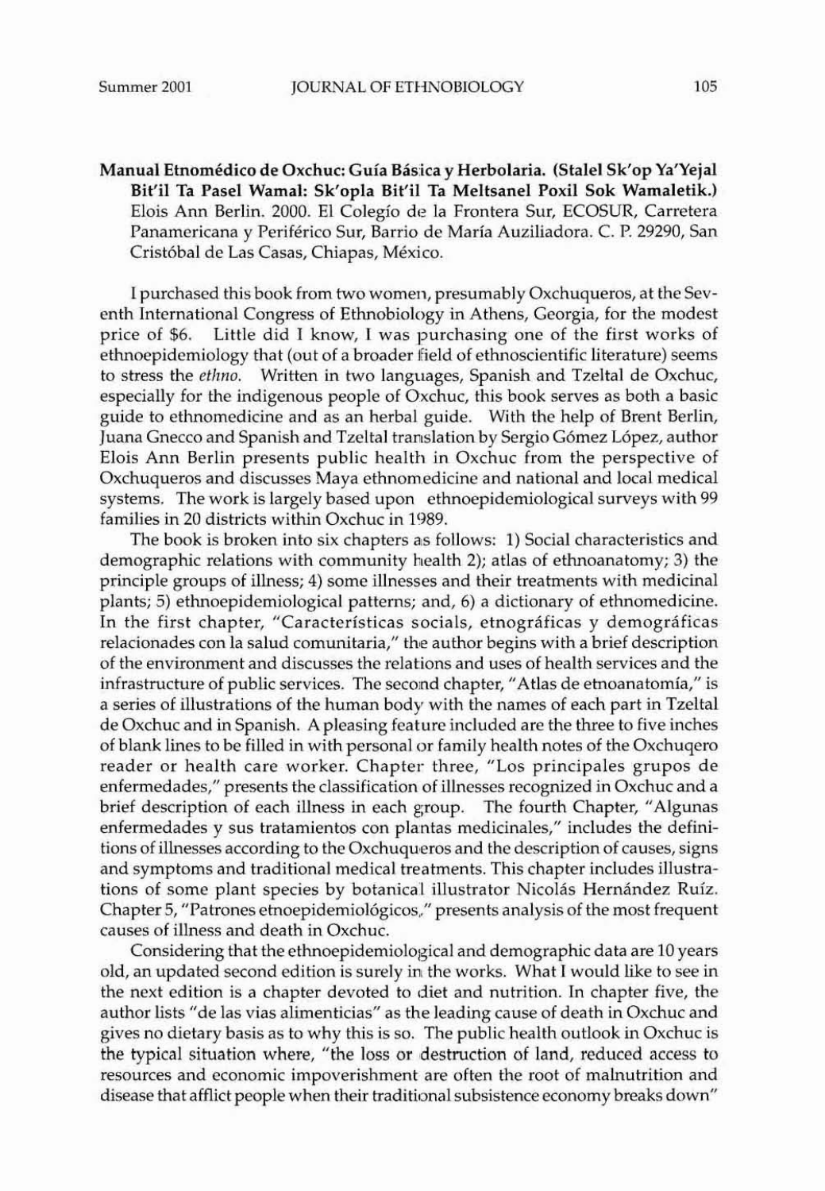**Manual Etnomédico de Oxchuc: Guía Básica y Herbolaria. (Stalel Sk'op Ya'Yejal Bit'il Ta Pasel Wamal: Sk'opla Bit'il Ta Meltsanel Poxil Sok Wamaletik.)** Elois Ann Berlin. 2000. El Colegío de la Frontera Sur, ECOSUR, Carretera Panamericana y Periférico Sur, Barrio de María Auziliadora. C. P. 29290, San Cristóbal de Las Casas, Chiapas, México.

I purchased this book from two women, presumably Oxchuqueros, at the Seventh International Congress of Ethnobiology in Athens, Georgia, for the modest price of $6. Little did I know, I was purchasing one of the first works of ethnoepidemiology that (out of a broader field of ethnoscientific literature) seems to stress the *ethno*. Written in two languages, Spanish and Tzeltal de Oxchuc, especially for the indigenous people of Oxchuc, this book serves as both a basic guide to ethnomedicine and as an herbal guide. With the help of Brent Berlin, Juana Gnecco and Spanish and Tzeltal translation by Sergio Gómez López, author Elois Ann Berlin presents public health in Oxchuc from the perspective of Oxchuqueros and discusses Maya ethnomedicine and national and local medical systems. The work is largely based upon ethnoepidemiological surveys with 99 families in 20 districts within Oxchuc in 1989.

The book is broken into six chapters as follows: 1) Social characteristics and demographic relations with community health 2); atlas of ethnoanatomy; 3) the principle groups of illness; 4) some illnesses and their treatments with medicinal plants; 5) ethnoepidemiological patterns; and, 6) a dictionary of ethnomedicine. In the first chapter, "Características socials, etnográficas y demográficas relacionades con la salud comunitaria," the author begins with a brief description of the environment and discusses the relations and uses of health services and the infrastructure of public services. The second chapter, "Atlas de etnoanatomía," is a series of illustrations of the human body with the names of each part in Tzeltal de Oxchuc and in Spanish. A pleasing feature included are the three to five inches of blank lines to be filled in with personal or family health notes of the Oxchuqero reader or health care worker. Chapter three, "Los principales grupos de enfermedades," presents the classification of illnesses recognized in Oxchuc and a brief description of each illness in each group. The fourth Chapter, "Algunas enfermedades y sus tratamientos con plantas medicinales," includes the definitions of illnesses according to the Oxchuqueros and the description of causes, signs and symptoms and traditional medical treatments. This chapter includes illustrations of some plant species by botanical illustrator Nicolás Hernández Ruíz. Chapter 5, "Patrones etnoepidemiológicos," presents analysis of the most frequent causes of illness and death in Oxchuc.

Considering that the ethnoepidemiological and demographic data are 10 years old, an updated second edition is surely in the works. What I would like to see in the next edition is a chapter devoted to diet and nutrition. In chapter five, the author lists "de las vias alimenticias" as the leading cause of death in Oxchuc and gives no dietary basis as to why this is so. The public health outlook in Oxchuc is the typical situation where, "the loss or destruction of land, reduced access to resources and economic impoverishment are often the root of malnutrition and disease that afflict people when their traditional subsistence economy breaks down"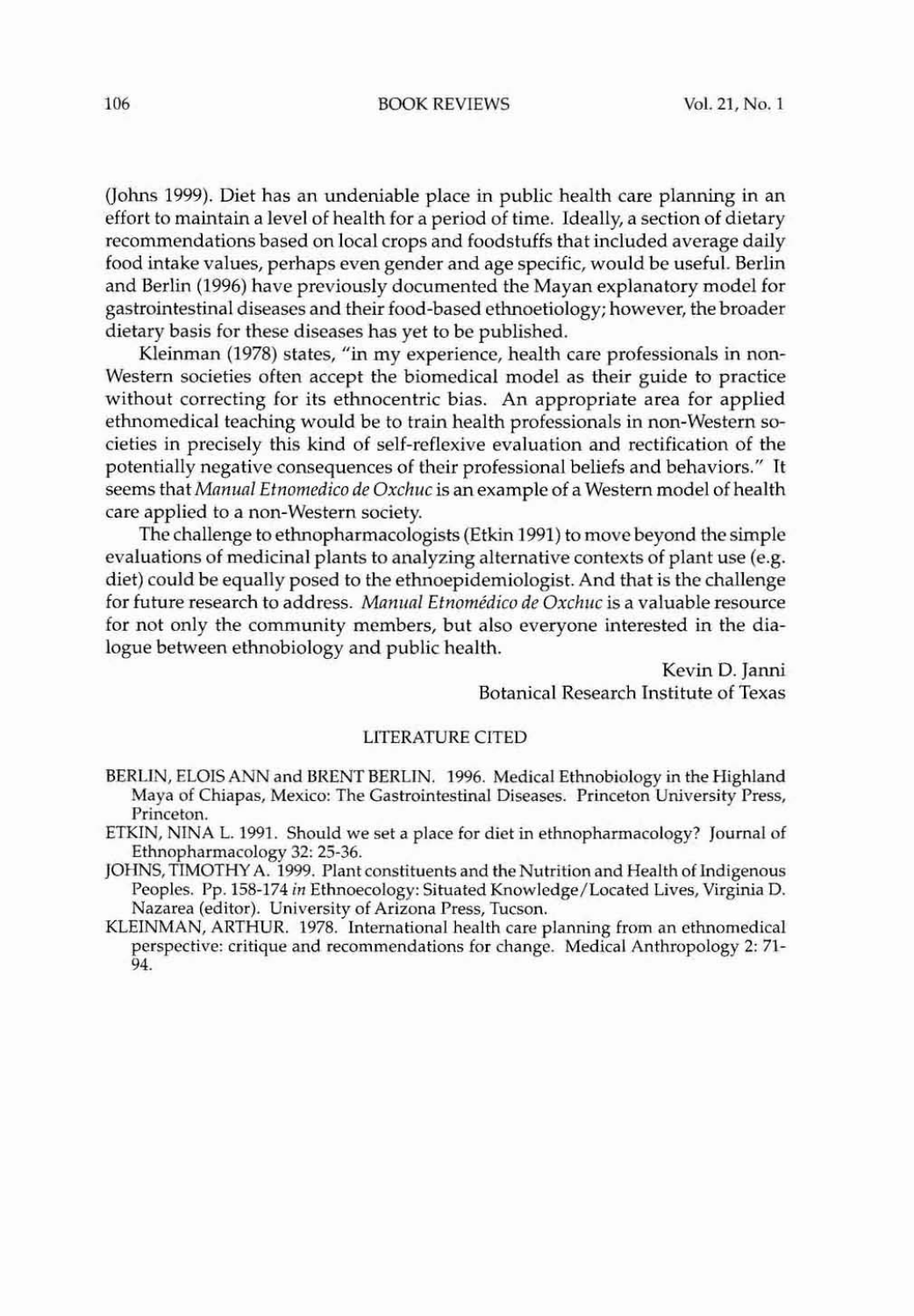(Johns 1999). Diet has an undeniable place in public health care planning in an effort to maintain a level of health for a period of time. Ideally, a section of dietary recommendations based on local crops and foodstuffs that included average daily food intake values, perhaps even gender and age specific, would be useful. Berlin and Berlin (1996) have previously documented the Mayan explanatory model for gastrointestinal diseases and their food-based ethnoetiology; however, the broader dietary basis for these diseases has yet to be published.

Kleinman (1978) states, "in my experience, health care professionals in non-Western societies often accept the biomedical model as their guide to practice without correcting for its ethnocentric bias. An appropriate area for applied ethnomedical teaching would be to train health professionals in non-Western societies in precisely this kind of self-reflexive evaluation and rectification of the potentially negative consequences of their professional beliefs and behaviors." It seems that *Manual Etnomedico de Oxchuc* is an example of a Western model of health care applied to a non-Western society.

The challenge to ethnopharmacologists (Etkin 1991) to move beyond the simple evaluations of medicinal plants to analyzing alternative contexts of plant use (e.g. diet) could be equally posed to the ethnoepidemiologist. And that is the challenge for future research to address. *Manual Etnomédico de Oxchuc* is a valuable resource for not only the community members, but also everyone interested in the dialogue between ethnobiology and public health.

Kevin D. Janni
Botanical Research Institute of Texas

## LITERATURE CITED

BERLIN, ELOIS ANN and BRENT BERLIN. 1996. Medical Ethnobiology in the Highland Maya of Chiapas, Mexico: The Gastrointestinal Diseases. Princeton University Press, Princeton.

ETKIN, NINA L. 1991. Should we set a place for diet in ethnopharmacology? Journal of Ethnopharmacology 32: 25-36.

JOHNS, TIMOTHY A. 1999. Plant constituents and the Nutrition and Health of Indigenous Peoples. Pp. 158-174 *in* Ethnoecology: Situated Knowledge/Located Lives, Virginia D. Nazarea (editor). University of Arizona Press, Tucson.

KLEINMAN, ARTHUR. 1978. International health care planning from an ethnomedical perspective: critique and recommendations for change. Medical Anthropology 2: 71-94.